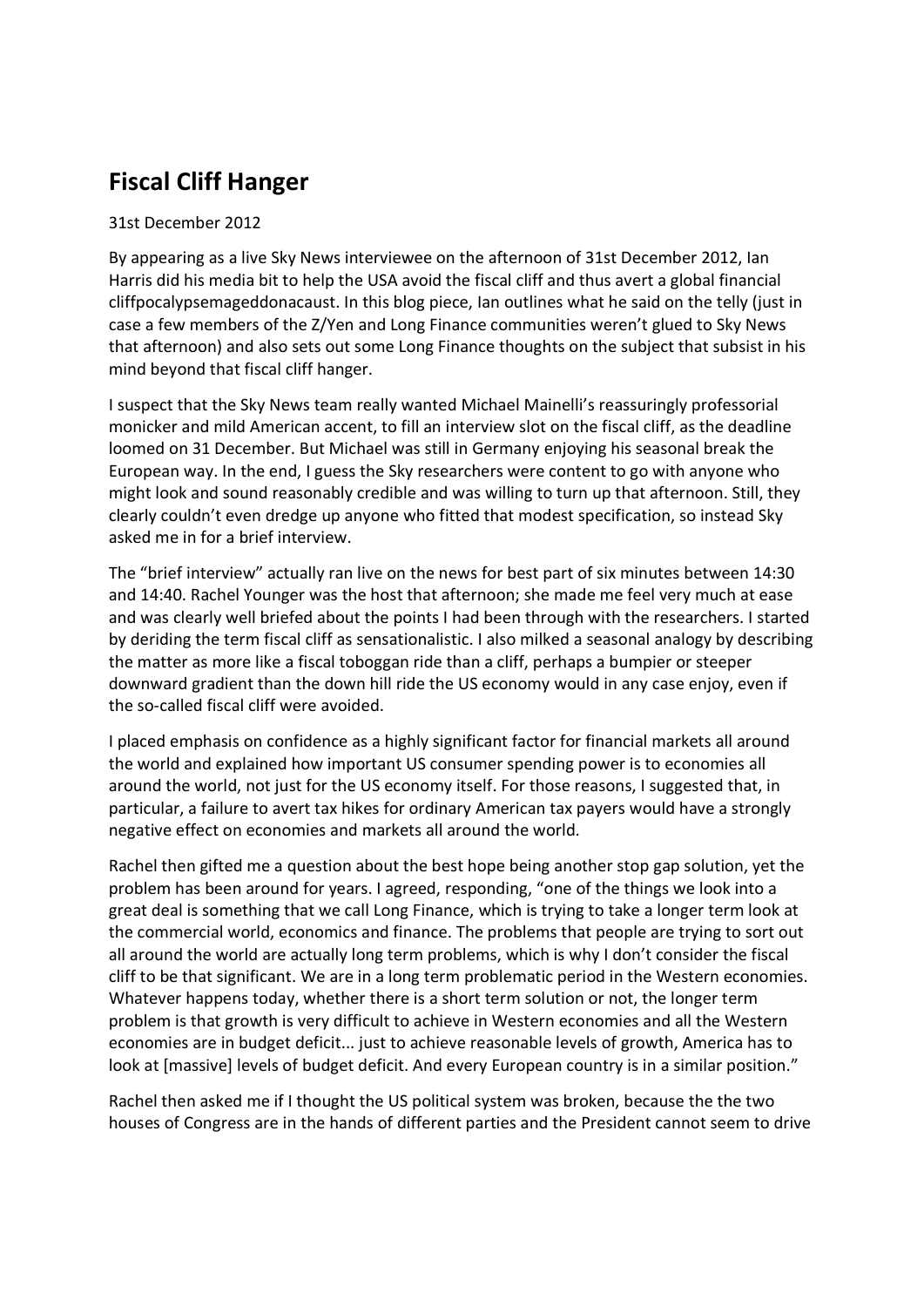# Fiscal Cliff Hanger

31st December 2012

By appearing as a live Sky News interviewee on the afternoon of 31st December 2012, Ian Harris did his media bit to help the USA avoid the fiscal cliff and thus avert a global financial cliffpocalypsemageddonacaust. In this blog piece, Ian outlines what he said on the telly (just in case a few members of the Z/Yen and Long Finance communities weren't glued to Sky News that afternoon) and also sets out some Long Finance thoughts on the subject that subsist in his mind beyond that fiscal cliff hanger.

I suspect that the Sky News team really wanted Michael Mainelli's reassuringly professorial monicker and mild American accent, to fill an interview slot on the fiscal cliff, as the deadline loomed on 31 December. But Michael was still in Germany enjoying his seasonal break the European way. In the end, I guess the Sky researchers were content to go with anyone who might look and sound reasonably credible and was willing to turn up that afternoon. Still, they clearly couldn't even dredge up anyone who fitted that modest specification, so instead Sky asked me in for a brief interview.

The "brief interview" actually ran live on the news for best part of six minutes between 14:30 and 14:40. Rachel Younger was the host that afternoon; she made me feel very much at ease and was clearly well briefed about the points I had been through with the researchers. I started by deriding the term fiscal cliff as sensationalistic. I also milked a seasonal analogy by describing the matter as more like a fiscal toboggan ride than a cliff, perhaps a bumpier or steeper downward gradient than the down hill ride the US economy would in any case enjoy, even if the so-called fiscal cliff were avoided.

I placed emphasis on confidence as a highly significant factor for financial markets all around the world and explained how important US consumer spending power is to economies all around the world, not just for the US economy itself. For those reasons, I suggested that, in particular, a failure to avert tax hikes for ordinary American tax payers would have a strongly negative effect on economies and markets all around the world.

Rachel then gifted me a question about the best hope being another stop gap solution, yet the problem has been around for years. I agreed, responding, "one of the things we look into a great deal is something that we call Long Finance, which is trying to take a longer term look at the commercial world, economics and finance. The problems that people are trying to sort out all around the world are actually long term problems, which is why I don't consider the fiscal cliff to be that significant. We are in a long term problematic period in the Western economies. Whatever happens today, whether there is a short term solution or not, the longer term problem is that growth is very difficult to achieve in Western economies and all the Western economies are in budget deficit... just to achieve reasonable levels of growth, America has to look at [massive] levels of budget deficit. And every European country is in a similar position."

Rachel then asked me if I thought the US political system was broken, because the the two houses of Congress are in the hands of different parties and the President cannot seem to drive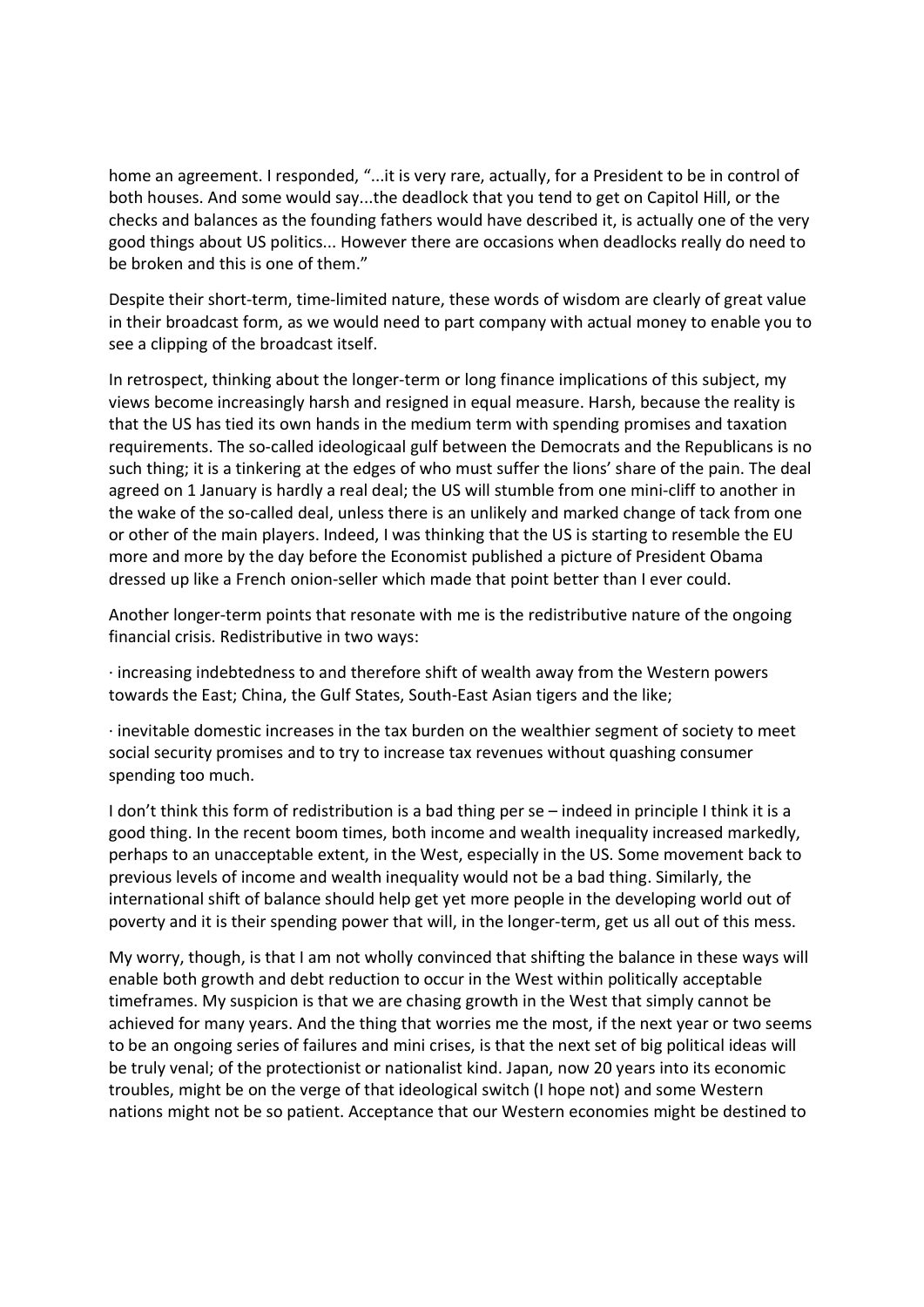home an agreement. I responded, "...it is very rare, actually, for a President to be in control of both houses. And some would say...the deadlock that you tend to get on Capitol Hill, or the checks and balances as the founding fathers would have described it, is actually one of the very good things about US politics... However there are occasions when deadlocks really do need to be broken and this is one of them."

Despite their short-term, time-limited nature, these words of wisdom are clearly of great value in their broadcast form, as we would need to part company with actual money to enable you to see a clipping of the broadcast itself.

In retrospect, thinking about the longer-term or long finance implications of this subject, my views become increasingly harsh and resigned in equal measure. Harsh, because the reality is that the US has tied its own hands in the medium term with spending promises and taxation requirements. The so-called ideologicaal gulf between the Democrats and the Republicans is no such thing; it is a tinkering at the edges of who must suffer the lions' share of the pain. The deal agreed on 1 January is hardly a real deal; the US will stumble from one mini-cliff to another in the wake of the so-called deal, unless there is an unlikely and marked change of tack from one or other of the main players. Indeed, I was thinking that the US is starting to resemble the EU more and more by the day before the Economist published a picture of President Obama dressed up like a French onion-seller which made that point better than I ever could.

Another longer-term points that resonate with me is the redistributive nature of the ongoing financial crisis. Redistributive in two ways:

· increasing indebtedness to and therefore shift of wealth away from the Western powers towards the East; China, the Gulf States, South-East Asian tigers and the like;

· inevitable domestic increases in the tax burden on the wealthier segment of society to meet social security promises and to try to increase tax revenues without quashing consumer spending too much.

I don't think this form of redistribution is a bad thing per se – indeed in principle I think it is a good thing. In the recent boom times, both income and wealth inequality increased markedly, perhaps to an unacceptable extent, in the West, especially in the US. Some movement back to previous levels of income and wealth inequality would not be a bad thing. Similarly, the international shift of balance should help get yet more people in the developing world out of poverty and it is their spending power that will, in the longer-term, get us all out of this mess.

My worry, though, is that I am not wholly convinced that shifting the balance in these ways will enable both growth and debt reduction to occur in the West within politically acceptable timeframes. My suspicion is that we are chasing growth in the West that simply cannot be achieved for many years. And the thing that worries me the most, if the next year or two seems to be an ongoing series of failures and mini crises, is that the next set of big political ideas will be truly venal; of the protectionist or nationalist kind. Japan, now 20 years into its economic troubles, might be on the verge of that ideological switch (I hope not) and some Western nations might not be so patient. Acceptance that our Western economies might be destined to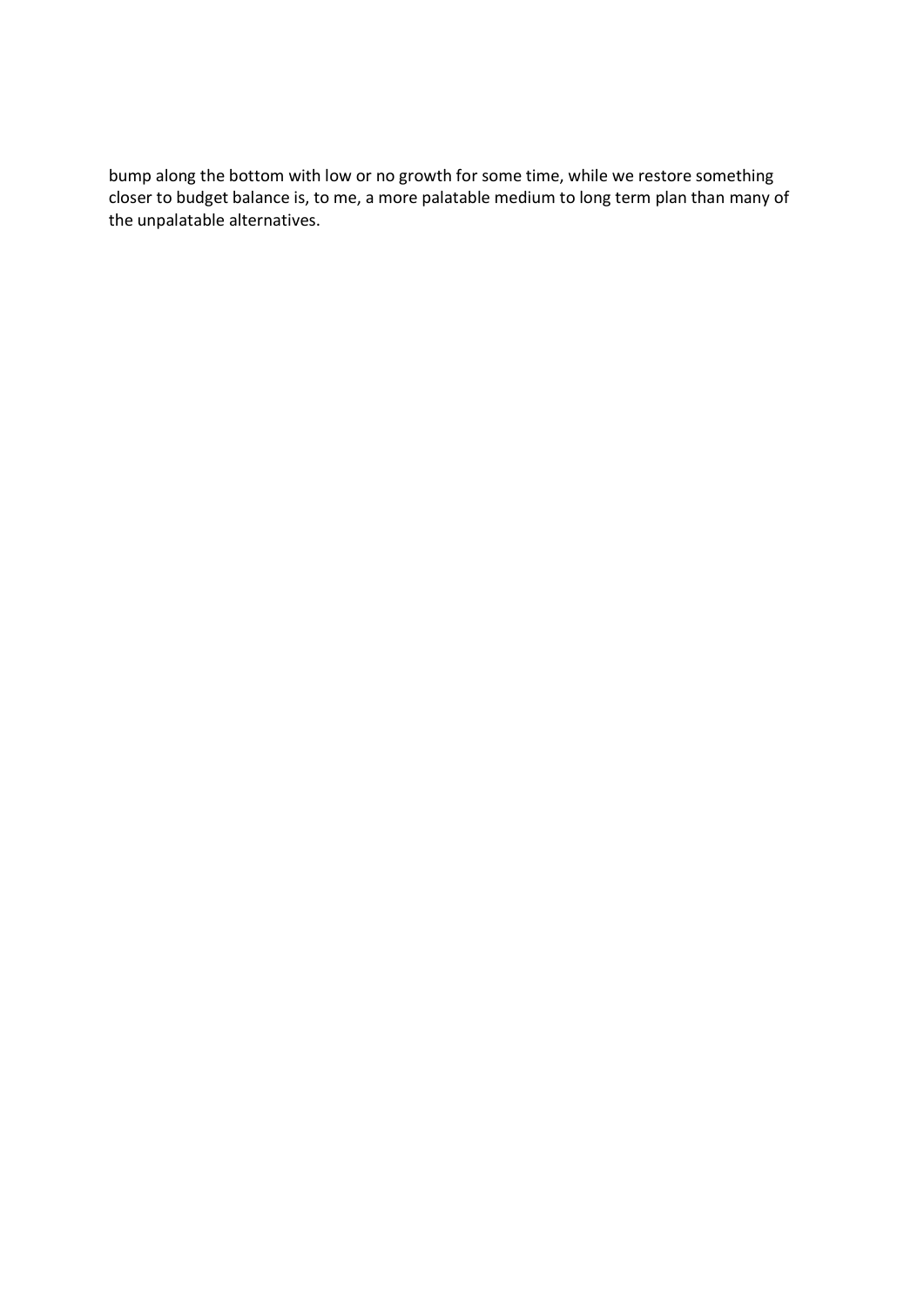bump along the bottom with low or no growth for some time, while we restore something closer to budget balance is, to me, a more palatable medium to long term plan than many of the unpalatable alternatives.